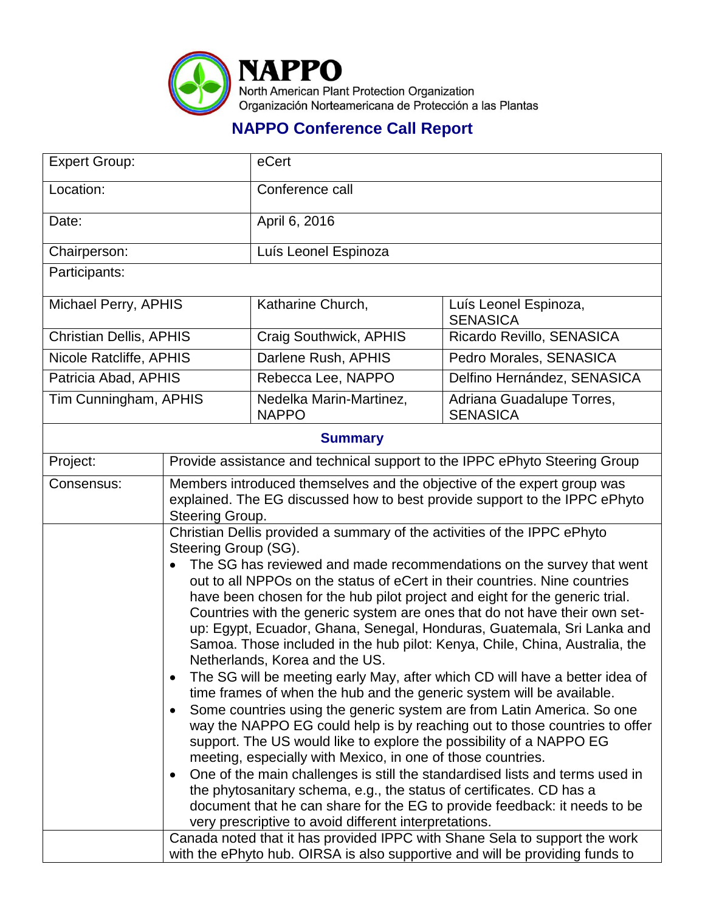# NAPPO

North American Plant Protection Organization
Organización Norteamericana de Protección a las Plantas

## NAPPO Conference Call Report

| | | |
|---|---|---|
| Expert Group: | eCert | |
| Location: | Conference call | |
| Date: | April 6, 2016 | |
| Chairperson: | Luís Leonel Espinoza | |
| Participants: | | |
| Michael Perry, APHIS | Katharine Church, | Luís Leonel Espinoza, SENASICA |
| Christian Dellis, APHIS | Craig Southwick, APHIS | Ricardo Revillo, SENASICA |
| Nicole Ratcliffe, APHIS | Darlene Rush, APHIS | Pedro Morales, SENASICA |
| Patricia Abad, APHIS | Rebecca Lee, NAPPO | Delfino Hernández, SENASICA |
| Tim Cunningham, APHIS | Nedelka Marin-Martinez, NAPPO | Adriana Guadalupe Torres, SENASICA |

### Summary

| | |
|---|---|
| Project: | Provide assistance and technical support to the IPPC ePhyto Steering Group |
| Consensus: | Members introduced themselves and the objective of the expert group was explained. The EG discussed how to best provide support to the IPPC ePhyto Steering Group. |
| | Christian Dellis provided a summary of the activities of the IPPC ePhyto Steering Group (SG).<br>• The SG has reviewed and made recommendations on the survey that went out to all NPPOs on the status of eCert in their countries. Nine countries have been chosen for the hub pilot project and eight for the generic trial. Countries with the generic system are ones that do not have their own set-up: Egypt, Ecuador, Ghana, Senegal, Honduras, Guatemala, Sri Lanka and Samoa. Those included in the hub pilot: Kenya, Chile, China, Australia, the Netherlands, Korea and the US.<br>• The SG will be meeting early May, after which CD will have a better idea of time frames of when the hub and the generic system will be available.<br>• Some countries using the generic system are from Latin America. So one way the NAPPO EG could help is by reaching out to those countries to offer support. The US would like to explore the possibility of a NAPPO EG meeting, especially with Mexico, in one of those countries.<br>• One of the main challenges is still the standardised lists and terms used in the phytosanitary schema, e.g., the status of certificates. CD has a document that he can share for the EG to provide feedback: it needs to be very prescriptive to avoid different interpretations. |
| | Canada noted that it has provided IPPC with Shane Sela to support the work with the ePhyto hub. OIRSA is also supportive and will be providing funds to |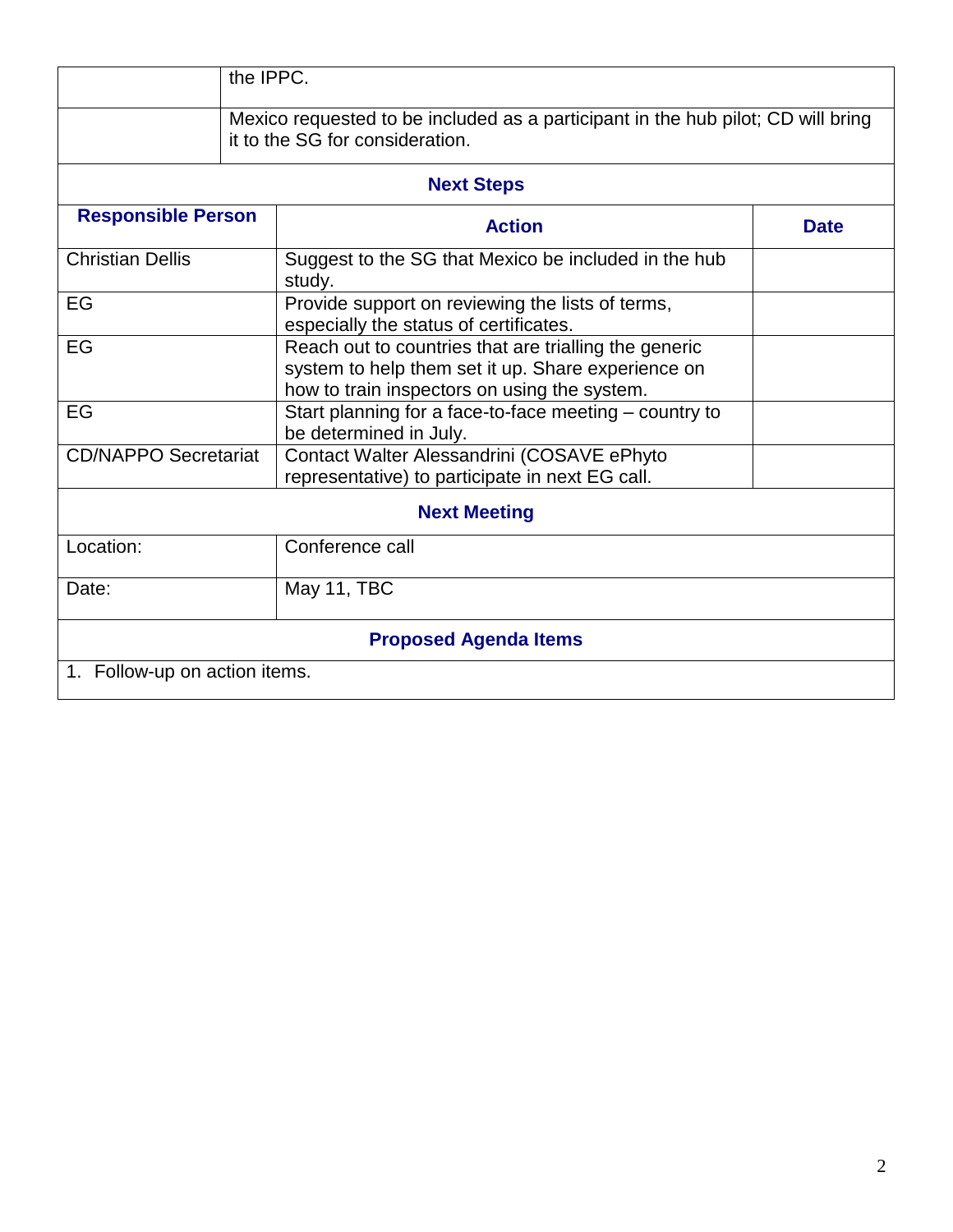| | |
|---|---|
| | the IPPC. |
| | Mexico requested to be included as a participant in the hub pilot; CD will bring it to the SG for consideration. |

**Next Steps**

| Responsible Person | Action | Date |
|---|---|---|
| Christian Dellis | Suggest to the SG that Mexico be included in the hub study. | |
| EG | Provide support on reviewing the lists of terms, especially the status of certificates. | |
| EG | Reach out to countries that are trialling the generic system to help them set it up. Share experience on how to train inspectors on using the system. | |
| EG | Start planning for a face-to-face meeting – country to be determined in July. | |
| CD/NAPPO Secretariat | Contact Walter Alessandrini (COSAVE ePhyto representative) to participate in next EG call. | |

**Next Meeting**

| | |
|---|---|
| Location: | Conference call |
| Date: | May 11, TBC |

**Proposed Agenda Items**

1. Follow-up on action items.